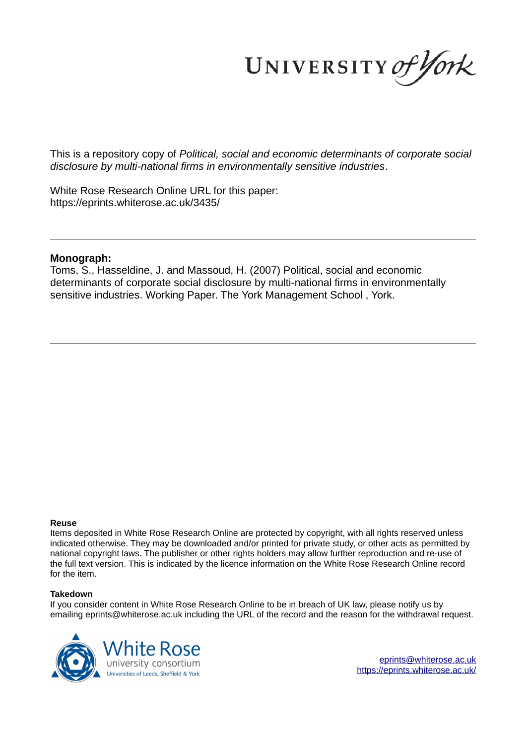This is a repository copy of *Political, social and economic determinants of corporate social disclosure by multi-national firms in environmentally sensitive industries*.

White Rose Research Online URL for this paper:
https://eprints.whiterose.ac.uk/3435/

**Monograph:**
Toms, S., Hasseldine, J. and Massoud, H. (2007) Political, social and economic determinants of corporate social disclosure by multi-national firms in environmentally sensitive industries. Working Paper. The York Management School , York.

**Reuse**
Items deposited in White Rose Research Online are protected by copyright, with all rights reserved unless indicated otherwise. They may be downloaded and/or printed for private study, or other acts as permitted by national copyright laws. The publisher or other rights holders may allow further reproduction and re-use of the full text version. This is indicated by the licence information on the White Rose Research Online record for the item.

**Takedown**
If you consider content in White Rose Research Online to be in breach of UK law, please notify us by emailing eprints@whiterose.ac.uk including the URL of the record and the reason for the withdrawal request.

eprints@whiterose.ac.uk
https://eprints.whiterose.ac.uk/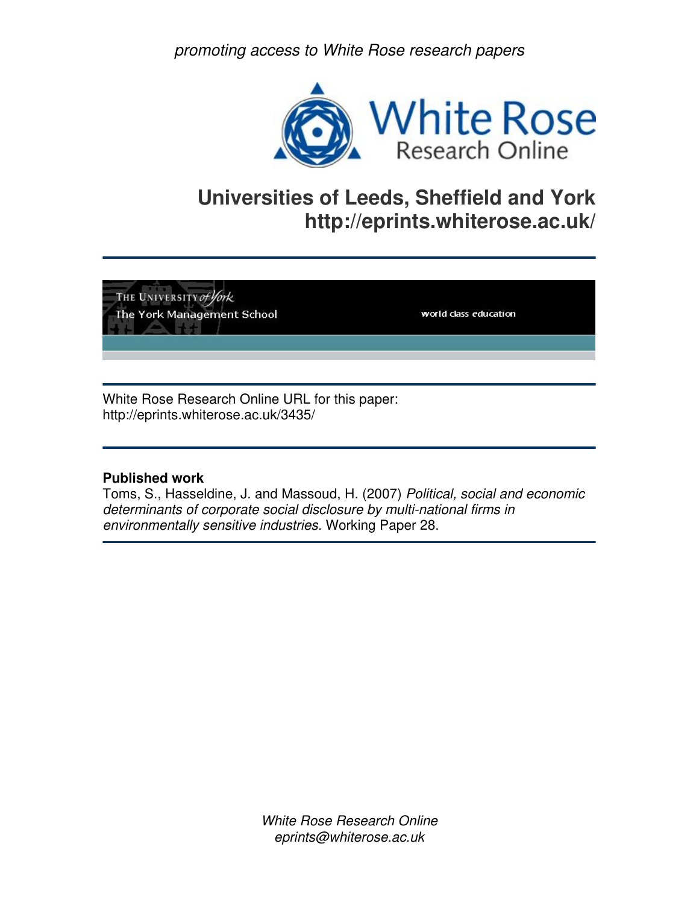promoting access to White Rose research papers

# Universities of Leeds, Sheffield and York
# http://eprints.whiterose.ac.uk/

The University of York
The York Management School
world class education

White Rose Research Online URL for this paper:
http://eprints.whiterose.ac.uk/3435/

**Published work**

Toms, S., Hasseldine, J. and Massoud, H. (2007) *Political, social and economic determinants of corporate social disclosure by multi-national firms in environmentally sensitive industries.* Working Paper 28.

*White Rose Research Online*
*eprints@whiterose.ac.uk*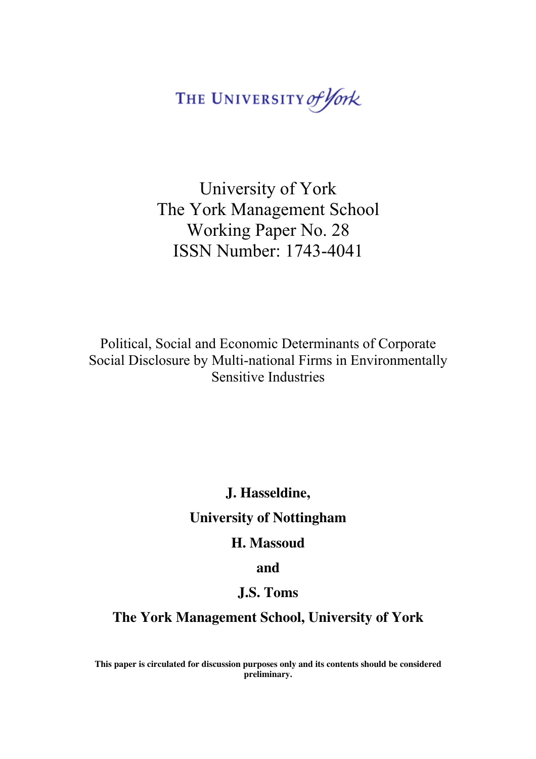THE UNIVERSITY *of York*

University of York
The York Management School
Working Paper No. 28
ISSN Number: 1743-4041

Political, Social and Economic Determinants of Corporate Social Disclosure by Multi-national Firms in Environmentally Sensitive Industries

**J. Hasseldine,**

**University of Nottingham**

**H. Massoud**

**and**

**J.S. Toms**

**The York Management School, University of York**

**This paper is circulated for discussion purposes only and its contents should be considered preliminary.**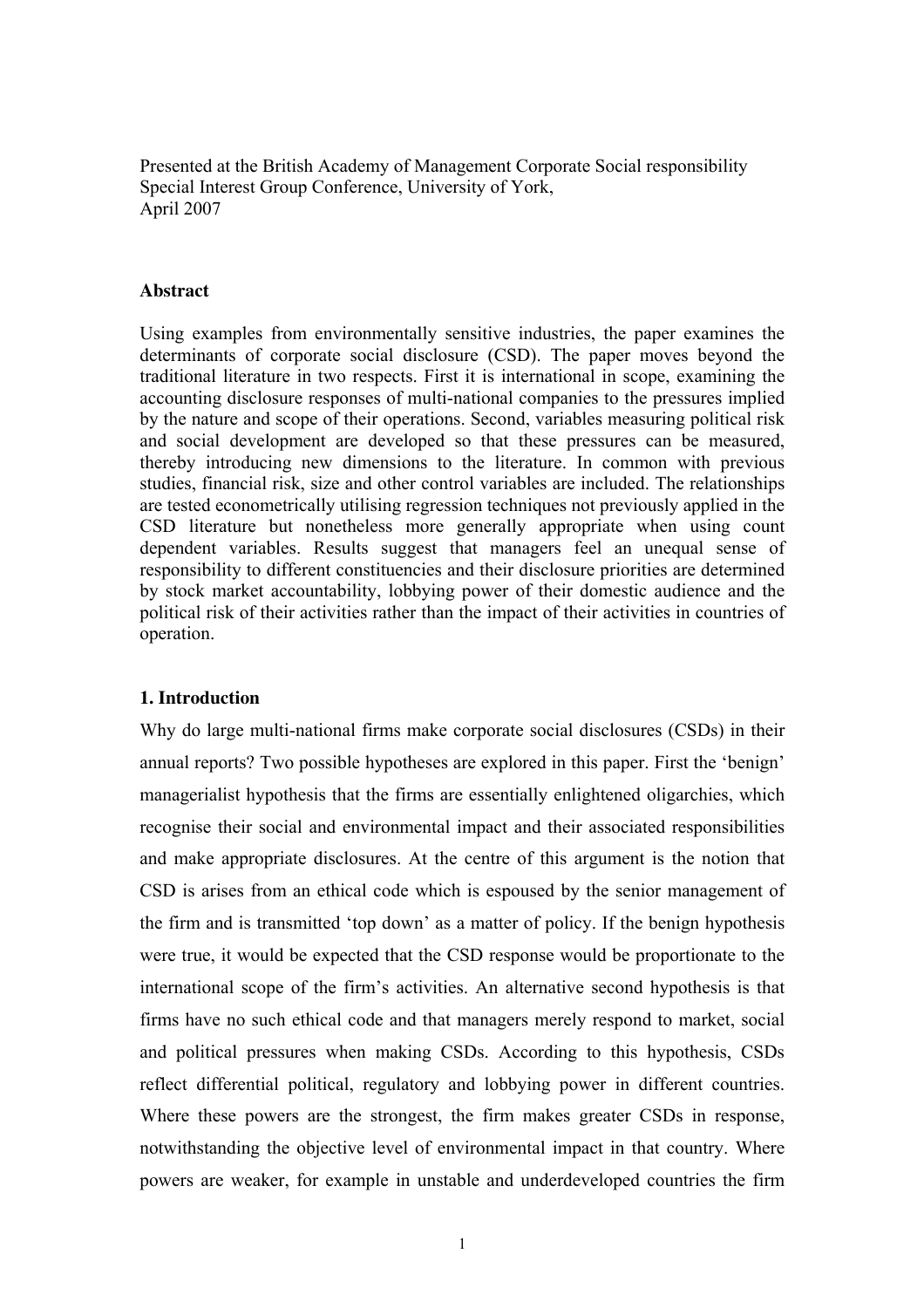Presented at the British Academy of Management Corporate Social responsibility Special Interest Group Conference, University of York, April 2007

**Abstract**

Using examples from environmentally sensitive industries, the paper examines the determinants of corporate social disclosure (CSD). The paper moves beyond the traditional literature in two respects. First it is international in scope, examining the accounting disclosure responses of multi-national companies to the pressures implied by the nature and scope of their operations. Second, variables measuring political risk and social development are developed so that these pressures can be measured, thereby introducing new dimensions to the literature. In common with previous studies, financial risk, size and other control variables are included. The relationships are tested econometrically utilising regression techniques not previously applied in the CSD literature but nonetheless more generally appropriate when using count dependent variables. Results suggest that managers feel an unequal sense of responsibility to different constituencies and their disclosure priorities are determined by stock market accountability, lobbying power of their domestic audience and the political risk of their activities rather than the impact of their activities in countries of operation.

## 1. Introduction

Why do large multi-national firms make corporate social disclosures (CSDs) in their annual reports? Two possible hypotheses are explored in this paper. First the 'benign' managerialist hypothesis that the firms are essentially enlightened oligarchies, which recognise their social and environmental impact and their associated responsibilities and make appropriate disclosures. At the centre of this argument is the notion that CSD is arises from an ethical code which is espoused by the senior management of the firm and is transmitted 'top down' as a matter of policy. If the benign hypothesis were true, it would be expected that the CSD response would be proportionate to the international scope of the firm's activities. An alternative second hypothesis is that firms have no such ethical code and that managers merely respond to market, social and political pressures when making CSDs. According to this hypothesis, CSDs reflect differential political, regulatory and lobbying power in different countries. Where these powers are the strongest, the firm makes greater CSDs in response, notwithstanding the objective level of environmental impact in that country. Where powers are weaker, for example in unstable and underdeveloped countries the firm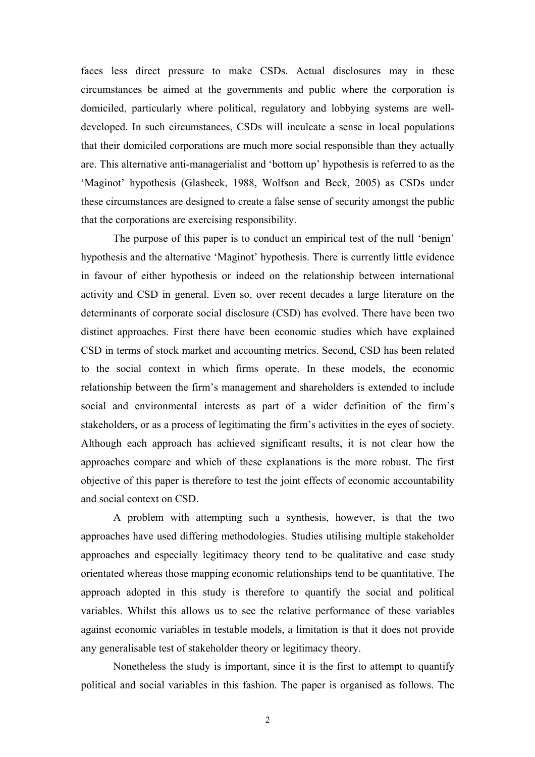faces less direct pressure to make CSDs. Actual disclosures may in these circumstances be aimed at the governments and public where the corporation is domiciled, particularly where political, regulatory and lobbying systems are well-developed. In such circumstances, CSDs will inculcate a sense in local populations that their domiciled corporations are much more social responsible than they actually are. This alternative anti-managerialist and 'bottom up' hypothesis is referred to as the 'Maginot' hypothesis (Glasbeek, 1988, Wolfson and Beck, 2005) as CSDs under these circumstances are designed to create a false sense of security amongst the public that the corporations are exercising responsibility.

The purpose of this paper is to conduct an empirical test of the null 'benign' hypothesis and the alternative 'Maginot' hypothesis. There is currently little evidence in favour of either hypothesis or indeed on the relationship between international activity and CSD in general. Even so, over recent decades a large literature on the determinants of corporate social disclosure (CSD) has evolved. There have been two distinct approaches. First there have been economic studies which have explained CSD in terms of stock market and accounting metrics. Second, CSD has been related to the social context in which firms operate. In these models, the economic relationship between the firm's management and shareholders is extended to include social and environmental interests as part of a wider definition of the firm's stakeholders, or as a process of legitimating the firm's activities in the eyes of society. Although each approach has achieved significant results, it is not clear how the approaches compare and which of these explanations is the more robust. The first objective of this paper is therefore to test the joint effects of economic accountability and social context on CSD.

A problem with attempting such a synthesis, however, is that the two approaches have used differing methodologies. Studies utilising multiple stakeholder approaches and especially legitimacy theory tend to be qualitative and case study orientated whereas those mapping economic relationships tend to be quantitative. The approach adopted in this study is therefore to quantify the social and political variables. Whilst this allows us to see the relative performance of these variables against economic variables in testable models, a limitation is that it does not provide any generalisable test of stakeholder theory or legitimacy theory.

Nonetheless the study is important, since it is the first to attempt to quantify political and social variables in this fashion. The paper is organised as follows. The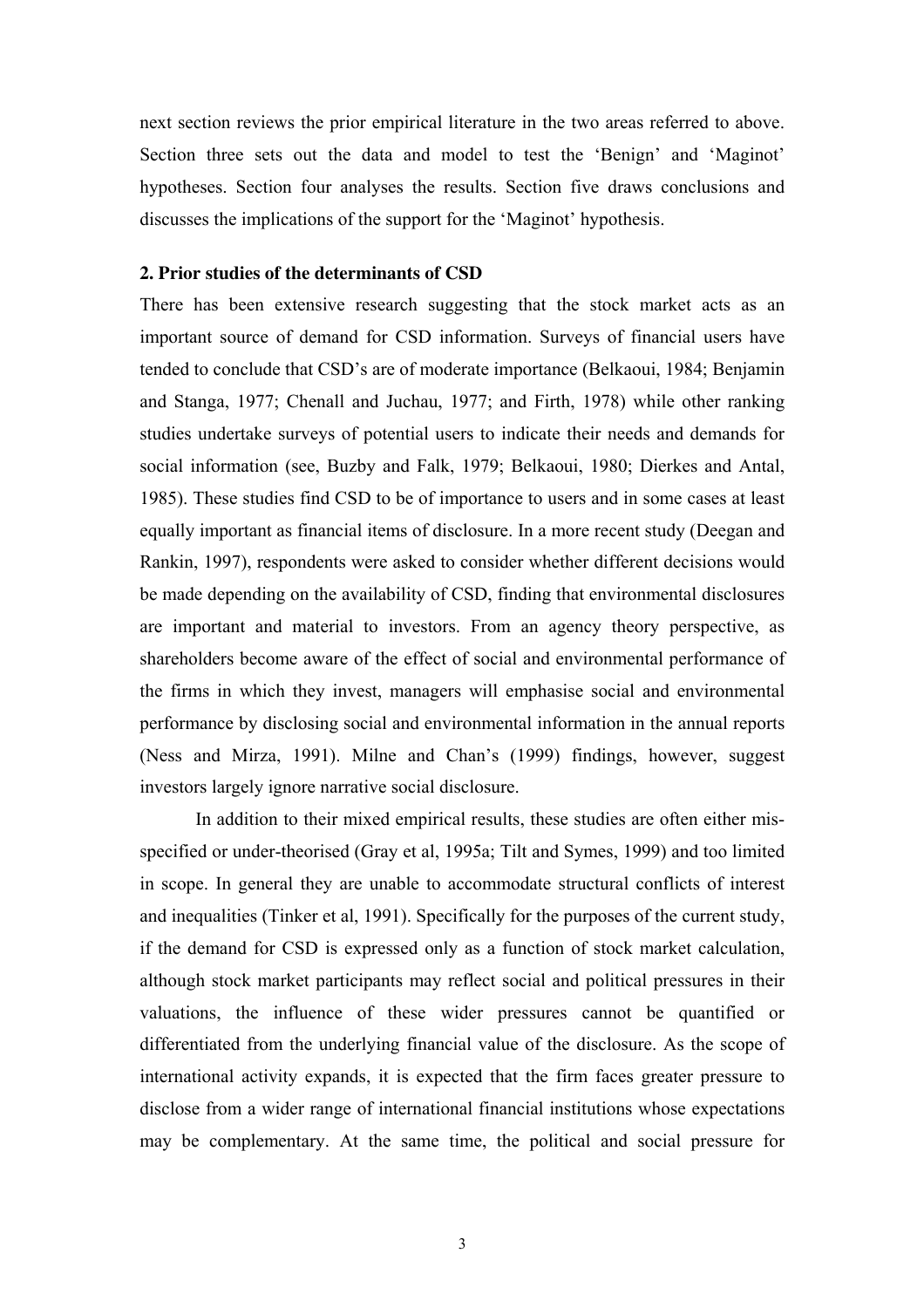next section reviews the prior empirical literature in the two areas referred to above. Section three sets out the data and model to test the 'Benign' and 'Maginot' hypotheses. Section four analyses the results. Section five draws conclusions and discusses the implications of the support for the 'Maginot' hypothesis.

## 2. Prior studies of the determinants of CSD

There has been extensive research suggesting that the stock market acts as an important source of demand for CSD information. Surveys of financial users have tended to conclude that CSD's are of moderate importance (Belkaoui, 1984; Benjamin and Stanga, 1977; Chenall and Juchau, 1977; and Firth, 1978) while other ranking studies undertake surveys of potential users to indicate their needs and demands for social information (see, Buzby and Falk, 1979; Belkaoui, 1980; Dierkes and Antal, 1985). These studies find CSD to be of importance to users and in some cases at least equally important as financial items of disclosure. In a more recent study (Deegan and Rankin, 1997), respondents were asked to consider whether different decisions would be made depending on the availability of CSD, finding that environmental disclosures are important and material to investors. From an agency theory perspective, as shareholders become aware of the effect of social and environmental performance of the firms in which they invest, managers will emphasise social and environmental performance by disclosing social and environmental information in the annual reports (Ness and Mirza, 1991). Milne and Chan's (1999) findings, however, suggest investors largely ignore narrative social disclosure.

In addition to their mixed empirical results, these studies are often either mis-specified or under-theorised (Gray et al, 1995a; Tilt and Symes, 1999) and too limited in scope. In general they are unable to accommodate structural conflicts of interest and inequalities (Tinker et al, 1991). Specifically for the purposes of the current study, if the demand for CSD is expressed only as a function of stock market calculation, although stock market participants may reflect social and political pressures in their valuations, the influence of these wider pressures cannot be quantified or differentiated from the underlying financial value of the disclosure. As the scope of international activity expands, it is expected that the firm faces greater pressure to disclose from a wider range of international financial institutions whose expectations may be complementary. At the same time, the political and social pressure for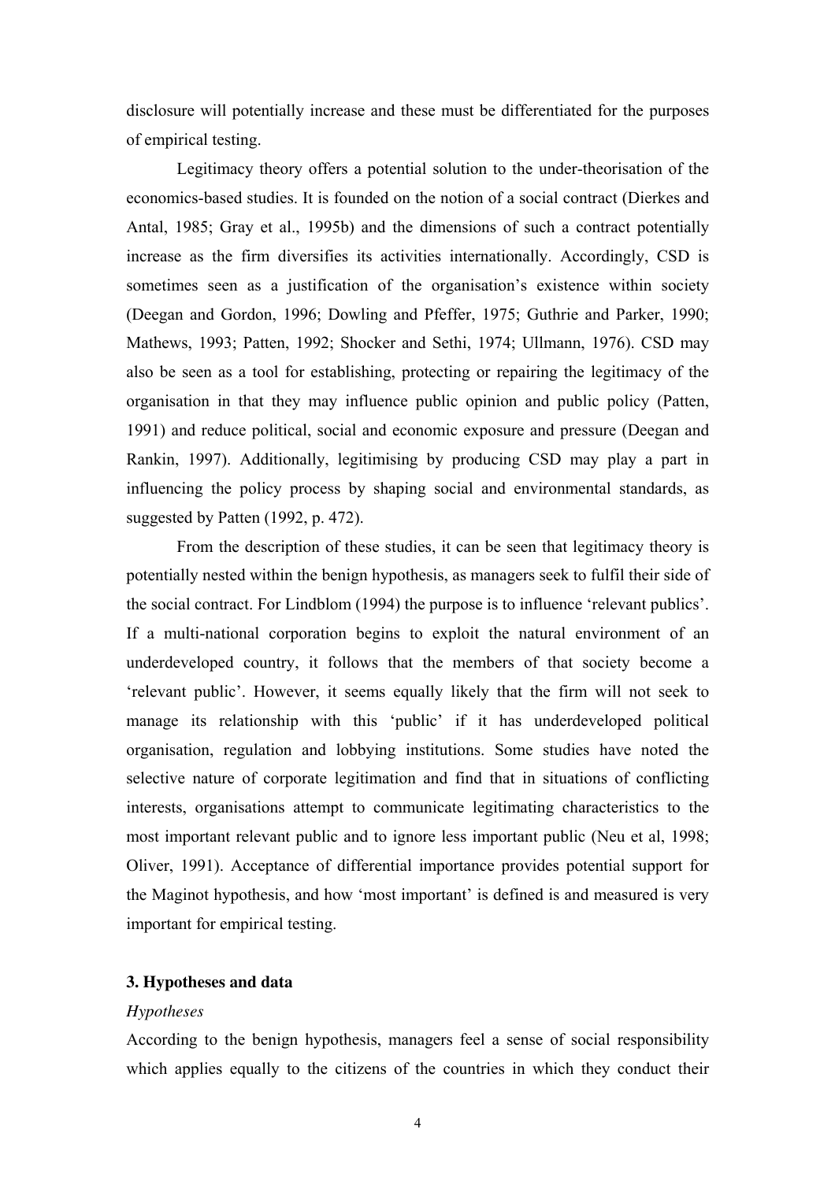disclosure will potentially increase and these must be differentiated for the purposes of empirical testing.

Legitimacy theory offers a potential solution to the under-theorisation of the economics-based studies. It is founded on the notion of a social contract (Dierkes and Antal, 1985; Gray et al., 1995b) and the dimensions of such a contract potentially increase as the firm diversifies its activities internationally. Accordingly, CSD is sometimes seen as a justification of the organisation's existence within society (Deegan and Gordon, 1996; Dowling and Pfeffer, 1975; Guthrie and Parker, 1990; Mathews, 1993; Patten, 1992; Shocker and Sethi, 1974; Ullmann, 1976). CSD may also be seen as a tool for establishing, protecting or repairing the legitimacy of the organisation in that they may influence public opinion and public policy (Patten, 1991) and reduce political, social and economic exposure and pressure (Deegan and Rankin, 1997). Additionally, legitimising by producing CSD may play a part in influencing the policy process by shaping social and environmental standards, as suggested by Patten (1992, p. 472).

From the description of these studies, it can be seen that legitimacy theory is potentially nested within the benign hypothesis, as managers seek to fulfil their side of the social contract. For Lindblom (1994) the purpose is to influence 'relevant publics'. If a multi-national corporation begins to exploit the natural environment of an underdeveloped country, it follows that the members of that society become a 'relevant public'. However, it seems equally likely that the firm will not seek to manage its relationship with this 'public' if it has underdeveloped political organisation, regulation and lobbying institutions. Some studies have noted the selective nature of corporate legitimation and find that in situations of conflicting interests, organisations attempt to communicate legitimating characteristics to the most important relevant public and to ignore less important public (Neu et al, 1998; Oliver, 1991). Acceptance of differential importance provides potential support for the Maginot hypothesis, and how 'most important' is defined is and measured is very important for empirical testing.

### 3. Hypotheses and data

*Hypotheses*

According to the benign hypothesis, managers feel a sense of social responsibility which applies equally to the citizens of the countries in which they conduct their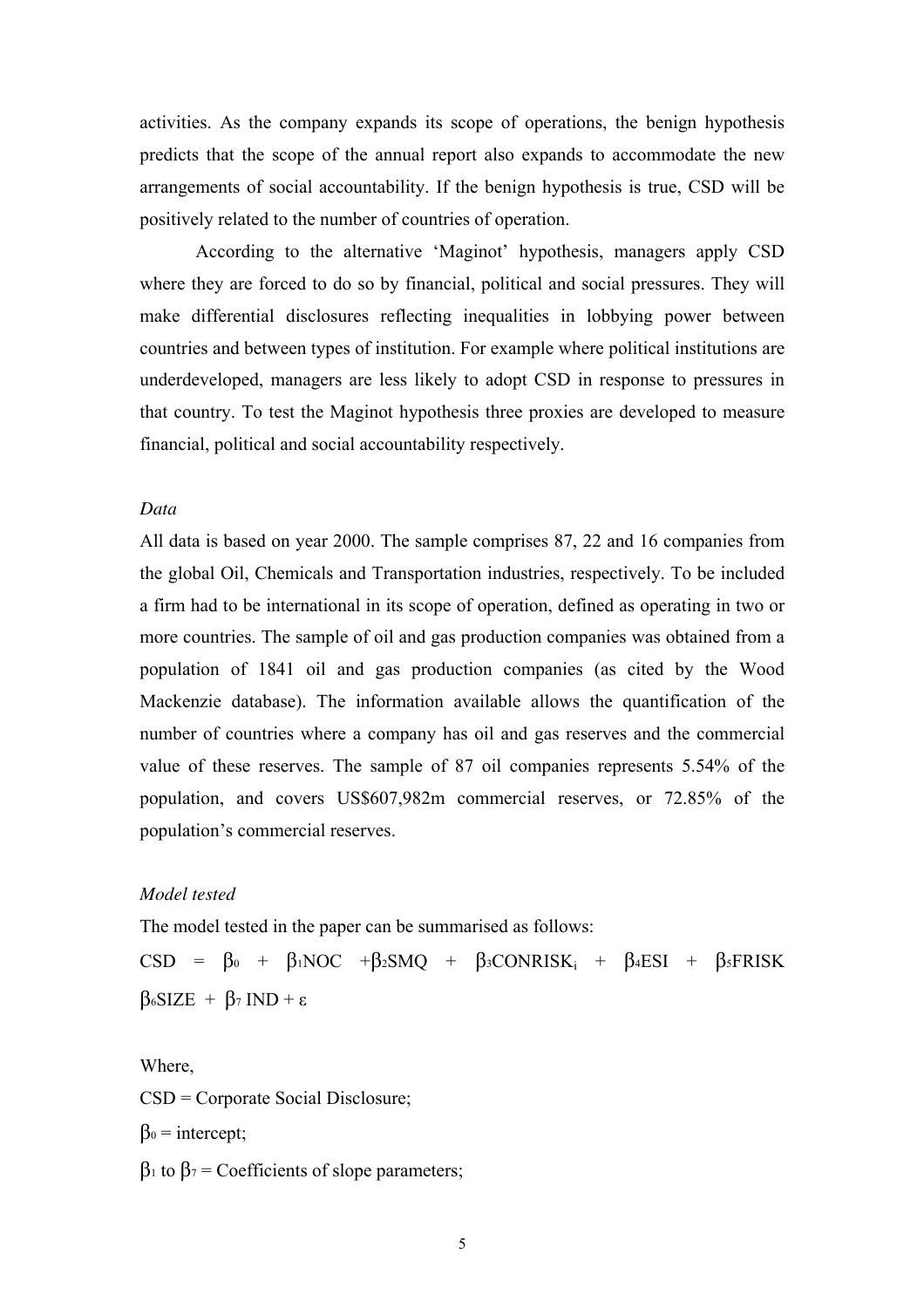activities. As the company expands its scope of operations, the benign hypothesis predicts that the scope of the annual report also expands to accommodate the new arrangements of social accountability. If the benign hypothesis is true, CSD will be positively related to the number of countries of operation.

According to the alternative 'Maginot' hypothesis, managers apply CSD where they are forced to do so by financial, political and social pressures. They will make differential disclosures reflecting inequalities in lobbying power between countries and between types of institution. For example where political institutions are underdeveloped, managers are less likely to adopt CSD in response to pressures in that country. To test the Maginot hypothesis three proxies are developed to measure financial, political and social accountability respectively.

*Data*

All data is based on year 2000. The sample comprises 87, 22 and 16 companies from the global Oil, Chemicals and Transportation industries, respectively. To be included a firm had to be international in its scope of operation, defined as operating in two or more countries. The sample of oil and gas production companies was obtained from a population of 1841 oil and gas production companies (as cited by the Wood Mackenzie database). The information available allows the quantification of the number of countries where a company has oil and gas reserves and the commercial value of these reserves. The sample of 87 oil companies represents 5.54% of the population, and covers US$607,982m commercial reserves, or 72.85% of the population's commercial reserves.

*Model tested*

The model tested in the paper can be summarised as follows:

$$CSD = \beta_0 + \beta_1 NOC + \beta_2 SMQ + \beta_3 CONRISK_i + \beta_4 ESI + \beta_5 FRISK \; \beta_6 SIZE + \beta_7 IND + \varepsilon$$

Where,

CSD = Corporate Social Disclosure;

$\beta_0$ = intercept;

$\beta_1$ to $\beta_7$ = Coefficients of slope parameters;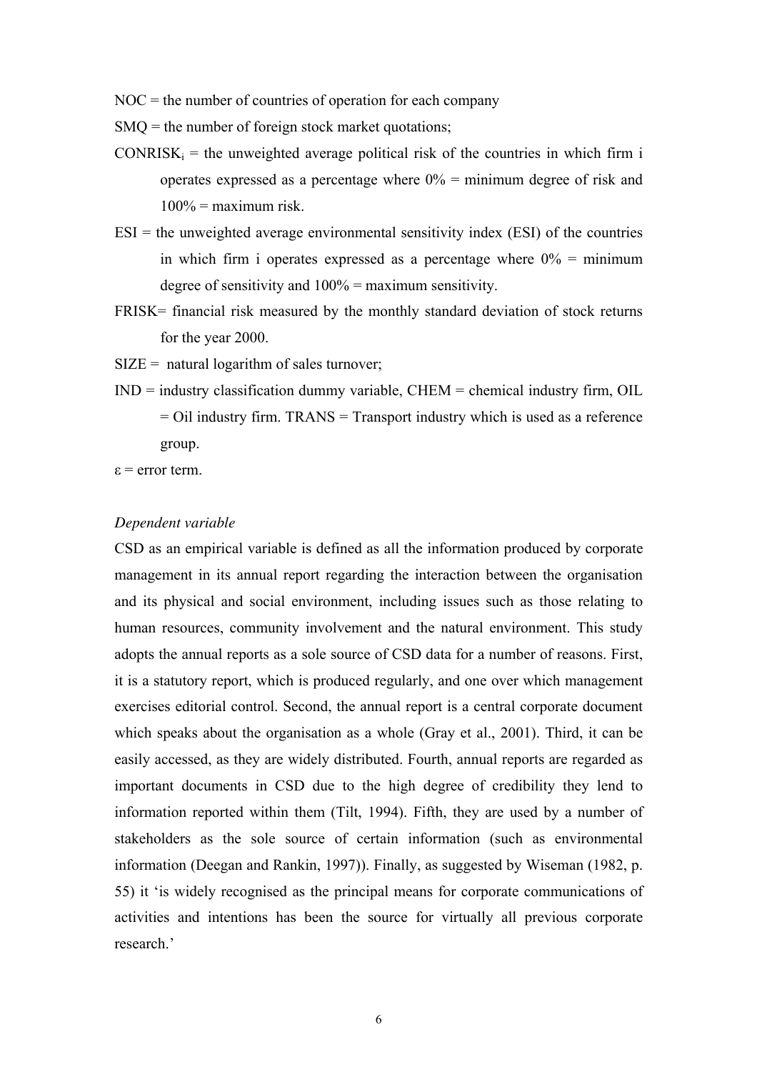NOC = the number of countries of operation for each company

SMQ = the number of foreign stock market quotations;

$CONRISK_i$ = the unweighted average political risk of the countries in which firm i operates expressed as a percentage where 0% = minimum degree of risk and 100% = maximum risk.

ESI = the unweighted average environmental sensitivity index (ESI) of the countries in which firm i operates expressed as a percentage where 0% = minimum degree of sensitivity and 100% = maximum sensitivity.

FRISK= financial risk measured by the monthly standard deviation of stock returns for the year 2000.

SIZE = natural logarithm of sales turnover;

IND = industry classification dummy variable, CHEM = chemical industry firm, OIL = Oil industry firm. TRANS = Transport industry which is used as a reference group.

$\varepsilon$ = error term.

*Dependent variable*

CSD as an empirical variable is defined as all the information produced by corporate management in its annual report regarding the interaction between the organisation and its physical and social environment, including issues such as those relating to human resources, community involvement and the natural environment. This study adopts the annual reports as a sole source of CSD data for a number of reasons. First, it is a statutory report, which is produced regularly, and one over which management exercises editorial control. Second, the annual report is a central corporate document which speaks about the organisation as a whole (Gray et al., 2001). Third, it can be easily accessed, as they are widely distributed. Fourth, annual reports are regarded as important documents in CSD due to the high degree of credibility they lend to information reported within them (Tilt, 1994). Fifth, they are used by a number of stakeholders as the sole source of certain information (such as environmental information (Deegan and Rankin, 1997)). Finally, as suggested by Wiseman (1982, p. 55) it 'is widely recognised as the principal means for corporate communications of activities and intentions has been the source for virtually all previous corporate research.'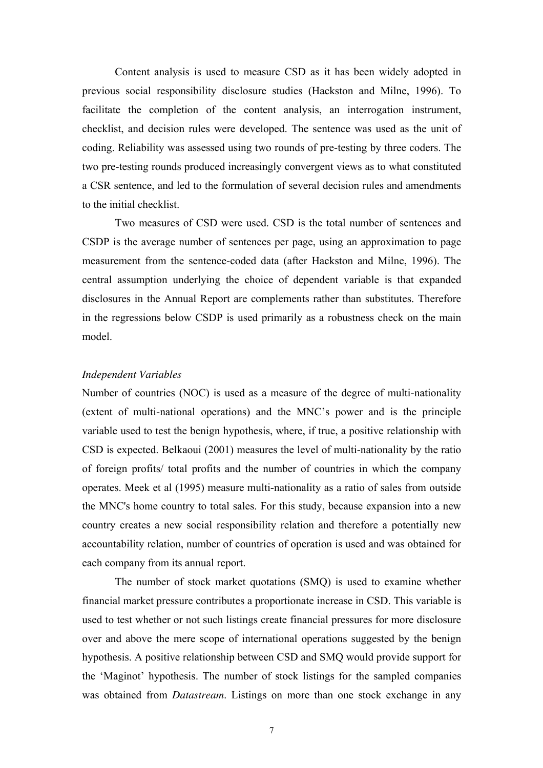Content analysis is used to measure CSD as it has been widely adopted in previous social responsibility disclosure studies (Hackston and Milne, 1996). To facilitate the completion of the content analysis, an interrogation instrument, checklist, and decision rules were developed. The sentence was used as the unit of coding. Reliability was assessed using two rounds of pre-testing by three coders. The two pre-testing rounds produced increasingly convergent views as to what constituted a CSR sentence, and led to the formulation of several decision rules and amendments to the initial checklist.

Two measures of CSD were used. CSD is the total number of sentences and CSDP is the average number of sentences per page, using an approximation to page measurement from the sentence-coded data (after Hackston and Milne, 1996). The central assumption underlying the choice of dependent variable is that expanded disclosures in the Annual Report are complements rather than substitutes. Therefore in the regressions below CSDP is used primarily as a robustness check on the main model.

*Independent Variables*

Number of countries (NOC) is used as a measure of the degree of multi-nationality (extent of multi-national operations) and the MNC's power and is the principle variable used to test the benign hypothesis, where, if true, a positive relationship with CSD is expected. Belkaoui (2001) measures the level of multi-nationality by the ratio of foreign profits/ total profits and the number of countries in which the company operates. Meek et al (1995) measure multi-nationality as a ratio of sales from outside the MNC's home country to total sales. For this study, because expansion into a new country creates a new social responsibility relation and therefore a potentially new accountability relation, number of countries of operation is used and was obtained for each company from its annual report.

The number of stock market quotations (SMQ) is used to examine whether financial market pressure contributes a proportionate increase in CSD. This variable is used to test whether or not such listings create financial pressures for more disclosure over and above the mere scope of international operations suggested by the benign hypothesis. A positive relationship between CSD and SMQ would provide support for the 'Maginot' hypothesis. The number of stock listings for the sampled companies was obtained from *Datastream*. Listings on more than one stock exchange in any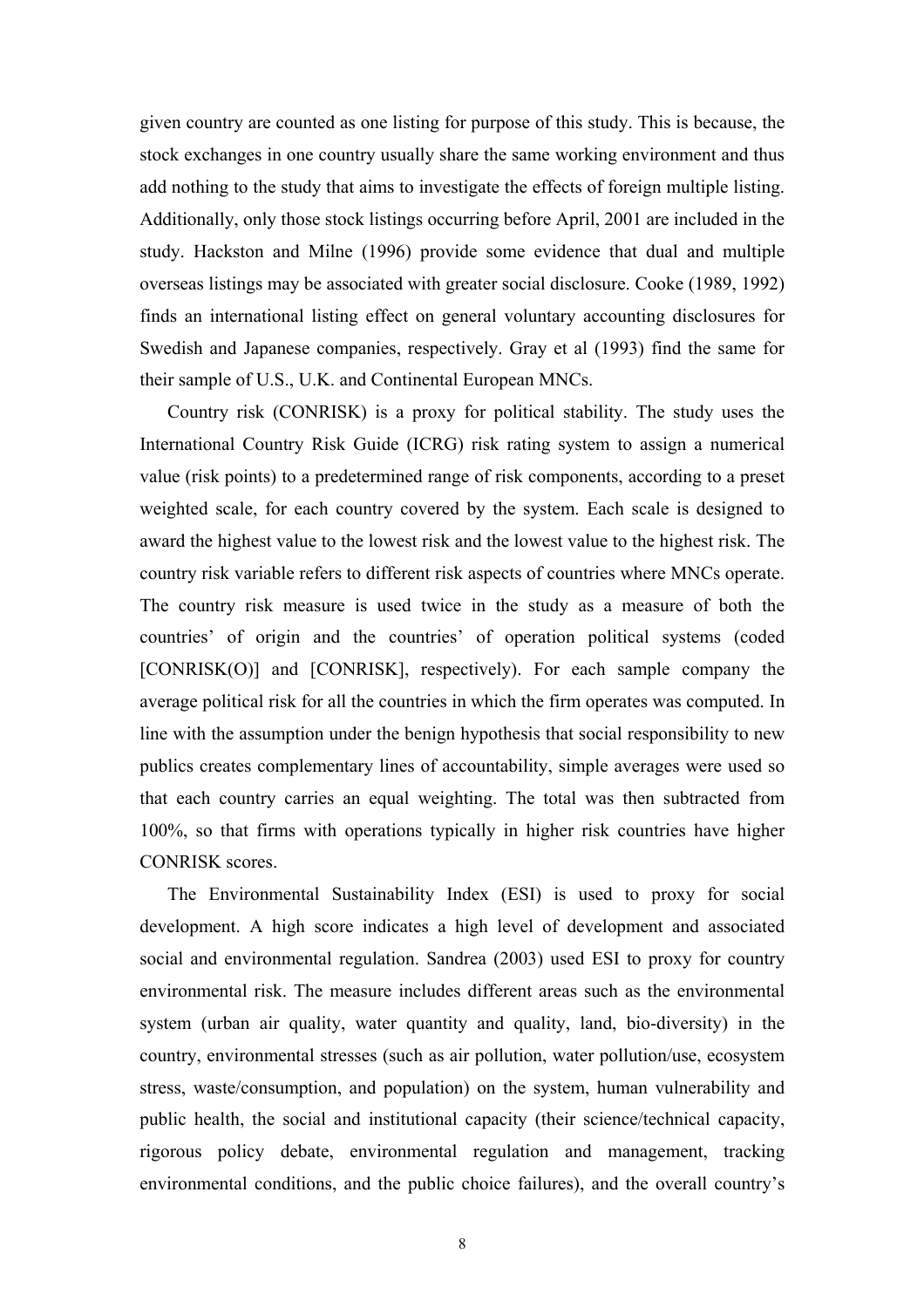given country are counted as one listing for purpose of this study. This is because, the stock exchanges in one country usually share the same working environment and thus add nothing to the study that aims to investigate the effects of foreign multiple listing. Additionally, only those stock listings occurring before April, 2001 are included in the study. Hackston and Milne (1996) provide some evidence that dual and multiple overseas listings may be associated with greater social disclosure. Cooke (1989, 1992) finds an international listing effect on general voluntary accounting disclosures for Swedish and Japanese companies, respectively. Gray et al (1993) find the same for their sample of U.S., U.K. and Continental European MNCs.

Country risk (CONRISK) is a proxy for political stability. The study uses the International Country Risk Guide (ICRG) risk rating system to assign a numerical value (risk points) to a predetermined range of risk components, according to a preset weighted scale, for each country covered by the system. Each scale is designed to award the highest value to the lowest risk and the lowest value to the highest risk. The country risk variable refers to different risk aspects of countries where MNCs operate. The country risk measure is used twice in the study as a measure of both the countries' of origin and the countries' of operation political systems (coded [CONRISK(O)] and [CONRISK], respectively). For each sample company the average political risk for all the countries in which the firm operates was computed. In line with the assumption under the benign hypothesis that social responsibility to new publics creates complementary lines of accountability, simple averages were used so that each country carries an equal weighting. The total was then subtracted from 100%, so that firms with operations typically in higher risk countries have higher CONRISK scores.

The Environmental Sustainability Index (ESI) is used to proxy for social development. A high score indicates a high level of development and associated social and environmental regulation. Sandrea (2003) used ESI to proxy for country environmental risk. The measure includes different areas such as the environmental system (urban air quality, water quantity and quality, land, bio-diversity) in the country, environmental stresses (such as air pollution, water pollution/use, ecosystem stress, waste/consumption, and population) on the system, human vulnerability and public health, the social and institutional capacity (their science/technical capacity, rigorous policy debate, environmental regulation and management, tracking environmental conditions, and the public choice failures), and the overall country's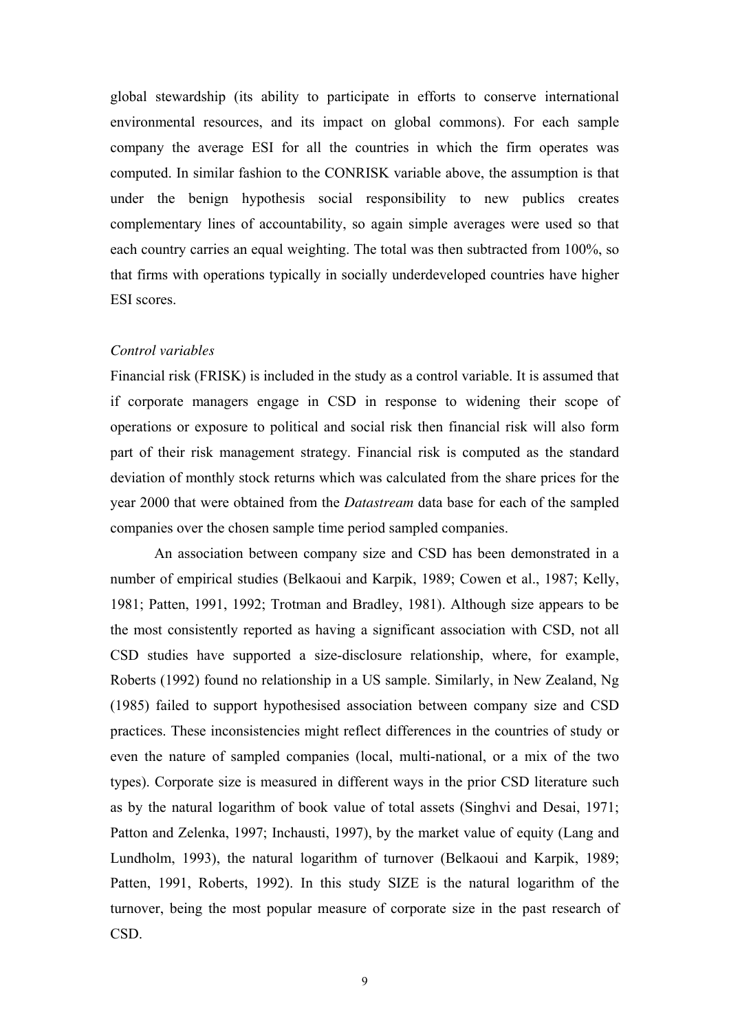global stewardship (its ability to participate in efforts to conserve international environmental resources, and its impact on global commons). For each sample company the average ESI for all the countries in which the firm operates was computed. In similar fashion to the CONRISK variable above, the assumption is that under the benign hypothesis social responsibility to new publics creates complementary lines of accountability, so again simple averages were used so that each country carries an equal weighting. The total was then subtracted from 100%, so that firms with operations typically in socially underdeveloped countries have higher ESI scores.

*Control variables*

Financial risk (FRISK) is included in the study as a control variable. It is assumed that if corporate managers engage in CSD in response to widening their scope of operations or exposure to political and social risk then financial risk will also form part of their risk management strategy. Financial risk is computed as the standard deviation of monthly stock returns which was calculated from the share prices for the year 2000 that were obtained from the *Datastream* data base for each of the sampled companies over the chosen sample time period sampled companies.

An association between company size and CSD has been demonstrated in a number of empirical studies (Belkaoui and Karpik, 1989; Cowen et al., 1987; Kelly, 1981; Patten, 1991, 1992; Trotman and Bradley, 1981). Although size appears to be the most consistently reported as having a significant association with CSD, not all CSD studies have supported a size-disclosure relationship, where, for example, Roberts (1992) found no relationship in a US sample. Similarly, in New Zealand, Ng (1985) failed to support hypothesised association between company size and CSD practices. These inconsistencies might reflect differences in the countries of study or even the nature of sampled companies (local, multi-national, or a mix of the two types). Corporate size is measured in different ways in the prior CSD literature such as by the natural logarithm of book value of total assets (Singhvi and Desai, 1971; Patton and Zelenka, 1997; Inchausti, 1997), by the market value of equity (Lang and Lundholm, 1993), the natural logarithm of turnover (Belkaoui and Karpik, 1989; Patten, 1991, Roberts, 1992). In this study SIZE is the natural logarithm of the turnover, being the most popular measure of corporate size in the past research of CSD.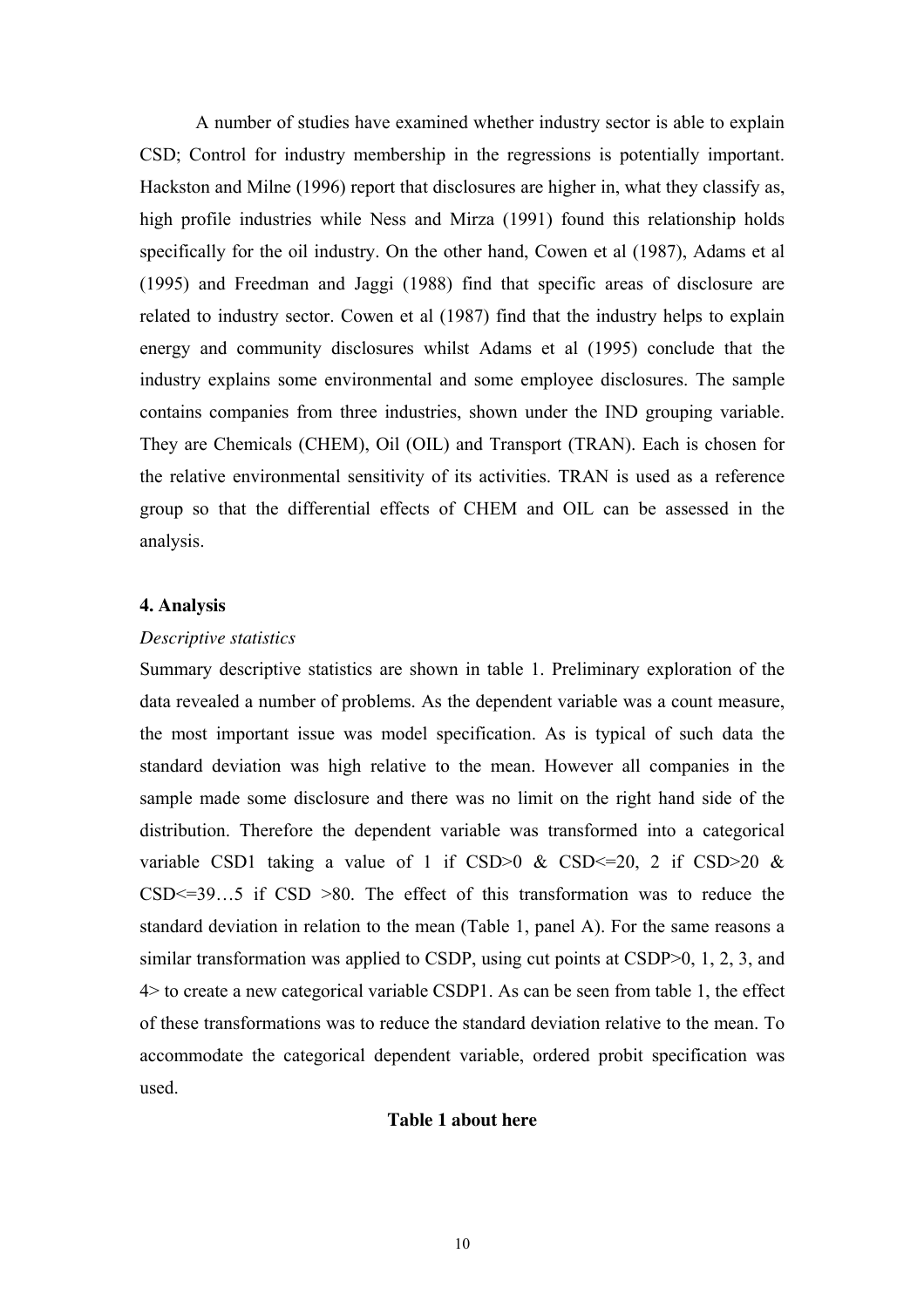A number of studies have examined whether industry sector is able to explain CSD; Control for industry membership in the regressions is potentially important. Hackston and Milne (1996) report that disclosures are higher in, what they classify as, high profile industries while Ness and Mirza (1991) found this relationship holds specifically for the oil industry. On the other hand, Cowen et al (1987), Adams et al (1995) and Freedman and Jaggi (1988) find that specific areas of disclosure are related to industry sector. Cowen et al (1987) find that the industry helps to explain energy and community disclosures whilst Adams et al (1995) conclude that the industry explains some environmental and some employee disclosures. The sample contains companies from three industries, shown under the IND grouping variable. They are Chemicals (CHEM), Oil (OIL) and Transport (TRAN). Each is chosen for the relative environmental sensitivity of its activities. TRAN is used as a reference group so that the differential effects of CHEM and OIL can be assessed in the analysis.

### 4. Analysis

*Descriptive statistics*

Summary descriptive statistics are shown in table 1. Preliminary exploration of the data revealed a number of problems. As the dependent variable was a count measure, the most important issue was model specification. As is typical of such data the standard deviation was high relative to the mean. However all companies in the sample made some disclosure and there was no limit on the right hand side of the distribution. Therefore the dependent variable was transformed into a categorical variable CSD1 taking a value of 1 if CSD>0 & CSD<=20, 2 if CSD>20 & CSD<=39…5 if CSD >80. The effect of this transformation was to reduce the standard deviation in relation to the mean (Table 1, panel A). For the same reasons a similar transformation was applied to CSDP, using cut points at CSDP>0, 1, 2, 3, and 4> to create a new categorical variable CSDP1. As can be seen from table 1, the effect of these transformations was to reduce the standard deviation relative to the mean. To accommodate the categorical dependent variable, ordered probit specification was used.

**Table 1 about here**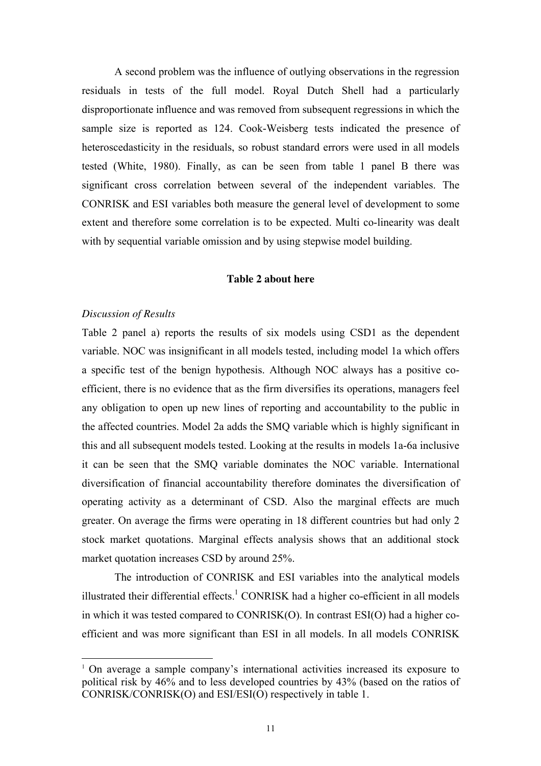A second problem was the influence of outlying observations in the regression residuals in tests of the full model. Royal Dutch Shell had a particularly disproportionate influence and was removed from subsequent regressions in which the sample size is reported as 124. Cook-Weisberg tests indicated the presence of heteroscedasticity in the residuals, so robust standard errors were used in all models tested (White, 1980). Finally, as can be seen from table 1 panel B there was significant cross correlation between several of the independent variables. The CONRISK and ESI variables both measure the general level of development to some extent and therefore some correlation is to be expected. Multi co-linearity was dealt with by sequential variable omission and by using stepwise model building.

**Table 2 about here**

*Discussion of Results*

Table 2 panel a) reports the results of six models using CSD1 as the dependent variable. NOC was insignificant in all models tested, including model 1a which offers a specific test of the benign hypothesis. Although NOC always has a positive co-efficient, there is no evidence that as the firm diversifies its operations, managers feel any obligation to open up new lines of reporting and accountability to the public in the affected countries. Model 2a adds the SMQ variable which is highly significant in this and all subsequent models tested. Looking at the results in models 1a-6a inclusive it can be seen that the SMQ variable dominates the NOC variable. International diversification of financial accountability therefore dominates the diversification of operating activity as a determinant of CSD. Also the marginal effects are much greater. On average the firms were operating in 18 different countries but had only 2 stock market quotations. Marginal effects analysis shows that an additional stock market quotation increases CSD by around 25%.

The introduction of CONRISK and ESI variables into the analytical models illustrated their differential effects.[1] CONRISK had a higher co-efficient in all models in which it was tested compared to CONRISK(O). In contrast ESI(O) had a higher co-efficient and was more significant than ESI in all models. In all models CONRISK

[1] On average a sample company's international activities increased its exposure to political risk by 46% and to less developed countries by 43% (based on the ratios of CONRISK/CONRISK(O) and ESI/ESI(O) respectively in table 1.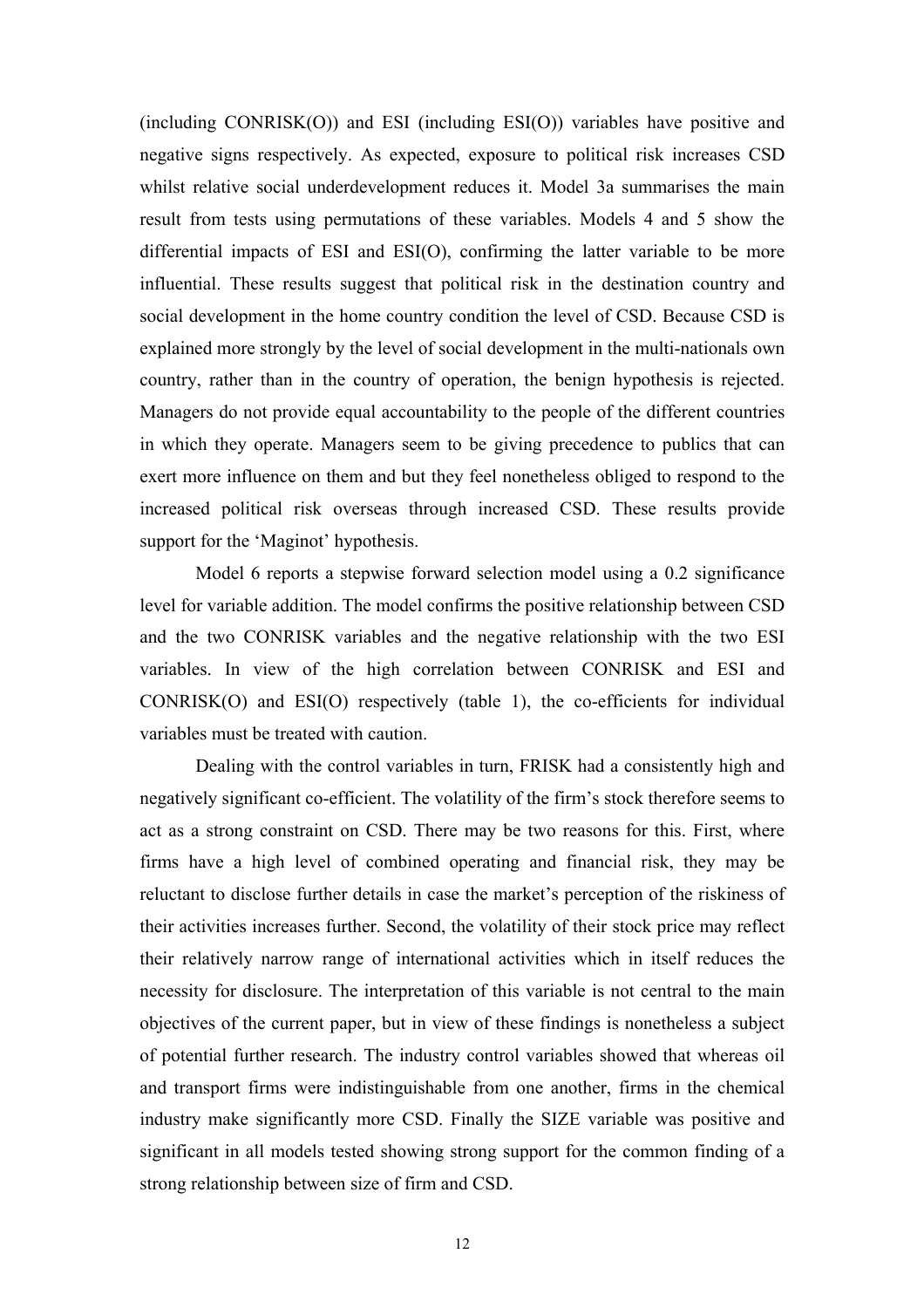(including CONRISK(O)) and ESI (including ESI(O)) variables have positive and negative signs respectively. As expected, exposure to political risk increases CSD whilst relative social underdevelopment reduces it. Model 3a summarises the main result from tests using permutations of these variables. Models 4 and 5 show the differential impacts of ESI and ESI(O), confirming the latter variable to be more influential. These results suggest that political risk in the destination country and social development in the home country condition the level of CSD. Because CSD is explained more strongly by the level of social development in the multi-nationals own country, rather than in the country of operation, the benign hypothesis is rejected. Managers do not provide equal accountability to the people of the different countries in which they operate. Managers seem to be giving precedence to publics that can exert more influence on them and but they feel nonetheless obliged to respond to the increased political risk overseas through increased CSD. These results provide support for the 'Maginot' hypothesis.

Model 6 reports a stepwise forward selection model using a 0.2 significance level for variable addition. The model confirms the positive relationship between CSD and the two CONRISK variables and the negative relationship with the two ESI variables. In view of the high correlation between CONRISK and ESI and CONRISK(O) and ESI(O) respectively (table 1), the co-efficients for individual variables must be treated with caution.

Dealing with the control variables in turn, FRISK had a consistently high and negatively significant co-efficient. The volatility of the firm's stock therefore seems to act as a strong constraint on CSD. There may be two reasons for this. First, where firms have a high level of combined operating and financial risk, they may be reluctant to disclose further details in case the market's perception of the riskiness of their activities increases further. Second, the volatility of their stock price may reflect their relatively narrow range of international activities which in itself reduces the necessity for disclosure. The interpretation of this variable is not central to the main objectives of the current paper, but in view of these findings is nonetheless a subject of potential further research. The industry control variables showed that whereas oil and transport firms were indistinguishable from one another, firms in the chemical industry make significantly more CSD. Finally the SIZE variable was positive and significant in all models tested showing strong support for the common finding of a strong relationship between size of firm and CSD.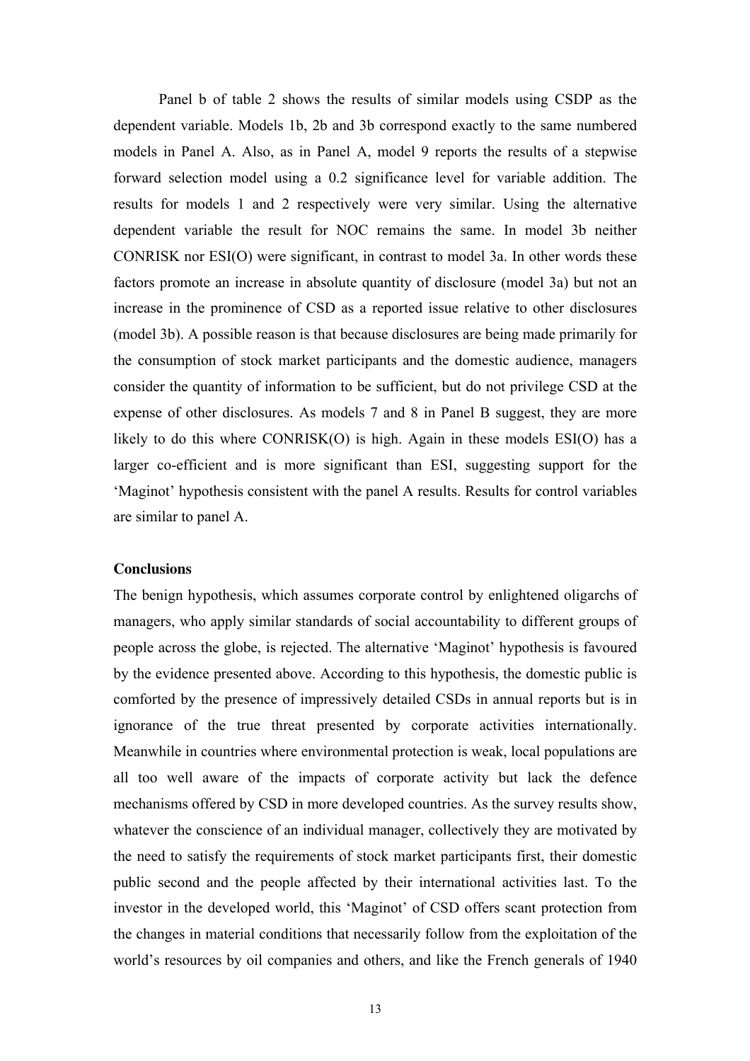Panel b of table 2 shows the results of similar models using CSDP as the dependent variable. Models 1b, 2b and 3b correspond exactly to the same numbered models in Panel A. Also, as in Panel A, model 9 reports the results of a stepwise forward selection model using a 0.2 significance level for variable addition. The results for models 1 and 2 respectively were very similar. Using the alternative dependent variable the result for NOC remains the same. In model 3b neither CONRISK nor ESI(O) were significant, in contrast to model 3a. In other words these factors promote an increase in absolute quantity of disclosure (model 3a) but not an increase in the prominence of CSD as a reported issue relative to other disclosures (model 3b). A possible reason is that because disclosures are being made primarily for the consumption of stock market participants and the domestic audience, managers consider the quantity of information to be sufficient, but do not privilege CSD at the expense of other disclosures. As models 7 and 8 in Panel B suggest, they are more likely to do this where CONRISK(O) is high. Again in these models ESI(O) has a larger co-efficient and is more significant than ESI, suggesting support for the 'Maginot' hypothesis consistent with the panel A results. Results for control variables are similar to panel A.

**Conclusions**

The benign hypothesis, which assumes corporate control by enlightened oligarchs of managers, who apply similar standards of social accountability to different groups of people across the globe, is rejected. The alternative 'Maginot' hypothesis is favoured by the evidence presented above. According to this hypothesis, the domestic public is comforted by the presence of impressively detailed CSDs in annual reports but is in ignorance of the true threat presented by corporate activities internationally. Meanwhile in countries where environmental protection is weak, local populations are all too well aware of the impacts of corporate activity but lack the defence mechanisms offered by CSD in more developed countries. As the survey results show, whatever the conscience of an individual manager, collectively they are motivated by the need to satisfy the requirements of stock market participants first, their domestic public second and the people affected by their international activities last. To the investor in the developed world, this 'Maginot' of CSD offers scant protection from the changes in material conditions that necessarily follow from the exploitation of the world's resources by oil companies and others, and like the French generals of 1940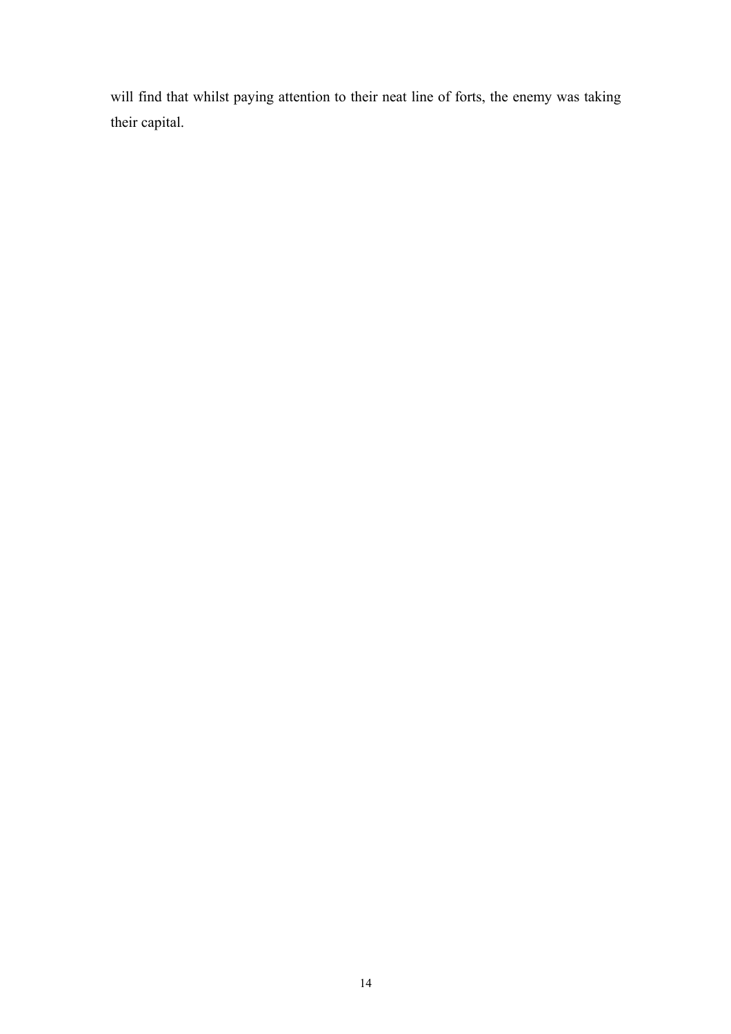will find that whilst paying attention to their neat line of forts, the enemy was taking their capital.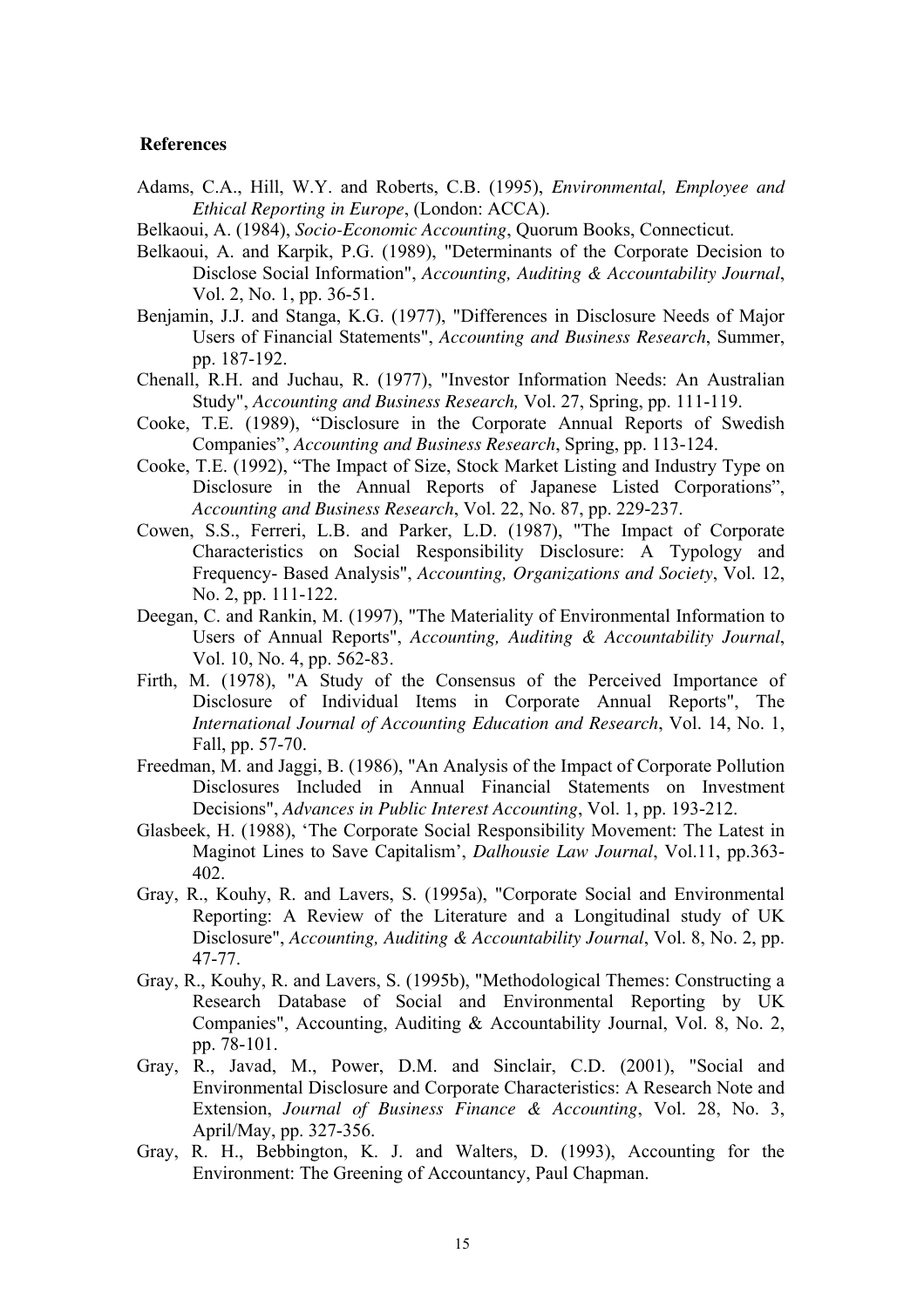## References

Adams, C.A., Hill, W.Y. and Roberts, C.B. (1995), *Environmental, Employee and Ethical Reporting in Europe*, (London: ACCA).

Belkaoui, A. (1984), *Socio-Economic Accounting*, Quorum Books, Connecticut.

Belkaoui, A. and Karpik, P.G. (1989), "Determinants of the Corporate Decision to Disclose Social Information", *Accounting, Auditing & Accountability Journal*, Vol. 2, No. 1, pp. 36-51.

Benjamin, J.J. and Stanga, K.G. (1977), "Differences in Disclosure Needs of Major Users of Financial Statements", *Accounting and Business Research*, Summer, pp. 187-192.

Chenall, R.H. and Juchau, R. (1977), "Investor Information Needs: An Australian Study", *Accounting and Business Research,* Vol. 27, Spring, pp. 111-119.

Cooke, T.E. (1989), "Disclosure in the Corporate Annual Reports of Swedish Companies", *Accounting and Business Research*, Spring, pp. 113-124.

Cooke, T.E. (1992), "The Impact of Size, Stock Market Listing and Industry Type on Disclosure in the Annual Reports of Japanese Listed Corporations", *Accounting and Business Research*, Vol. 22, No. 87, pp. 229-237.

Cowen, S.S., Ferreri, L.B. and Parker, L.D. (1987), "The Impact of Corporate Characteristics on Social Responsibility Disclosure: A Typology and Frequency- Based Analysis", *Accounting, Organizations and Society*, Vol. 12, No. 2, pp. 111-122.

Deegan, C. and Rankin, M. (1997), "The Materiality of Environmental Information to Users of Annual Reports", *Accounting, Auditing & Accountability Journal*, Vol. 10, No. 4, pp. 562-83.

Firth, M. (1978), "A Study of the Consensus of the Perceived Importance of Disclosure of Individual Items in Corporate Annual Reports", The *International Journal of Accounting Education and Research*, Vol. 14, No. 1, Fall, pp. 57-70.

Freedman, M. and Jaggi, B. (1986), "An Analysis of the Impact of Corporate Pollution Disclosures Included in Annual Financial Statements on Investment Decisions", *Advances in Public Interest Accounting*, Vol. 1, pp. 193-212.

Glasbeek, H. (1988), 'The Corporate Social Responsibility Movement: The Latest in Maginot Lines to Save Capitalism', *Dalhousie Law Journal*, Vol.11, pp.363-402.

Gray, R., Kouhy, R. and Lavers, S. (1995a), "Corporate Social and Environmental Reporting: A Review of the Literature and a Longitudinal study of UK Disclosure", *Accounting, Auditing & Accountability Journal*, Vol. 8, No. 2, pp. 47-77.

Gray, R., Kouhy, R. and Lavers, S. (1995b), "Methodological Themes: Constructing a Research Database of Social and Environmental Reporting by UK Companies", Accounting, Auditing & Accountability Journal, Vol. 8, No. 2, pp. 78-101.

Gray, R., Javad, M., Power, D.M. and Sinclair, C.D. (2001), "Social and Environmental Disclosure and Corporate Characteristics: A Research Note and Extension, *Journal of Business Finance & Accounting*, Vol. 28, No. 3, April/May, pp. 327-356.

Gray, R. H., Bebbington, K. J. and Walters, D. (1993), Accounting for the Environment: The Greening of Accountancy, Paul Chapman.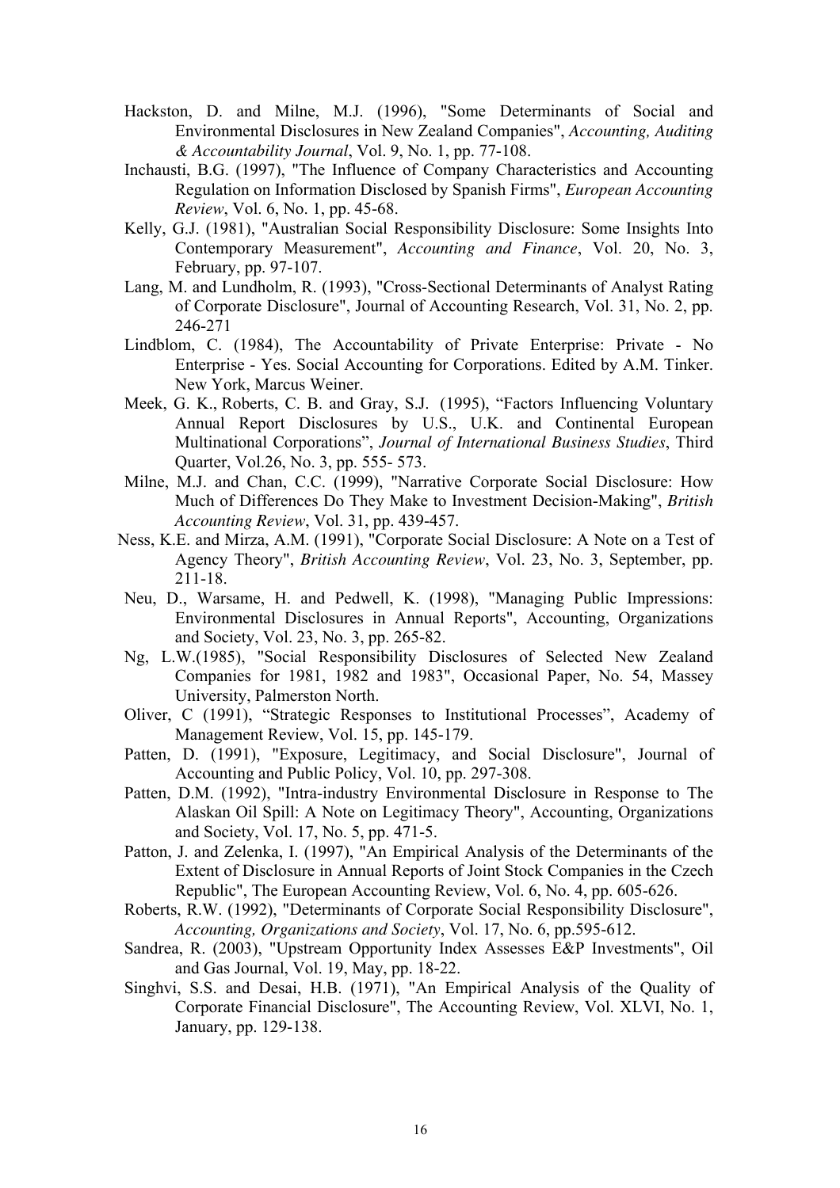Hackston, D. and Milne, M.J. (1996), "Some Determinants of Social and Environmental Disclosures in New Zealand Companies", *Accounting, Auditing & Accountability Journal*, Vol. 9, No. 1, pp. 77-108.

Inchausti, B.G. (1997), "The Influence of Company Characteristics and Accounting Regulation on Information Disclosed by Spanish Firms", *European Accounting Review*, Vol. 6, No. 1, pp. 45-68.

Kelly, G.J. (1981), "Australian Social Responsibility Disclosure: Some Insights Into Contemporary Measurement", *Accounting and Finance*, Vol. 20, No. 3, February, pp. 97-107.

Lang, M. and Lundholm, R. (1993), "Cross-Sectional Determinants of Analyst Rating of Corporate Disclosure", Journal of Accounting Research, Vol. 31, No. 2, pp. 246-271

Lindblom, C. (1984), The Accountability of Private Enterprise: Private - No Enterprise - Yes. Social Accounting for Corporations. Edited by A.M. Tinker. New York, Marcus Weiner.

Meek, G. K., Roberts, C. B. and Gray, S.J. (1995), "Factors Influencing Voluntary Annual Report Disclosures by U.S., U.K. and Continental European Multinational Corporations", *Journal of International Business Studies*, Third Quarter, Vol.26, No. 3, pp. 555- 573.

Milne, M.J. and Chan, C.C. (1999), "Narrative Corporate Social Disclosure: How Much of Differences Do They Make to Investment Decision-Making", *British Accounting Review*, Vol. 31, pp. 439-457.

Ness, K.E. and Mirza, A.M. (1991), "Corporate Social Disclosure: A Note on a Test of Agency Theory", *British Accounting Review*, Vol. 23, No. 3, September, pp. 211-18.

Neu, D., Warsame, H. and Pedwell, K. (1998), "Managing Public Impressions: Environmental Disclosures in Annual Reports", Accounting, Organizations and Society, Vol. 23, No. 3, pp. 265-82.

Ng, L.W.(1985), "Social Responsibility Disclosures of Selected New Zealand Companies for 1981, 1982 and 1983", Occasional Paper, No. 54, Massey University, Palmerston North.

Oliver, C (1991), "Strategic Responses to Institutional Processes", Academy of Management Review, Vol. 15, pp. 145-179.

Patten, D. (1991), "Exposure, Legitimacy, and Social Disclosure", Journal of Accounting and Public Policy, Vol. 10, pp. 297-308.

Patten, D.M. (1992), "Intra-industry Environmental Disclosure in Response to The Alaskan Oil Spill: A Note on Legitimacy Theory", Accounting, Organizations and Society, Vol. 17, No. 5, pp. 471-5.

Patton, J. and Zelenka, I. (1997), "An Empirical Analysis of the Determinants of the Extent of Disclosure in Annual Reports of Joint Stock Companies in the Czech Republic", The European Accounting Review, Vol. 6, No. 4, pp. 605-626.

Roberts, R.W. (1992), "Determinants of Corporate Social Responsibility Disclosure", *Accounting, Organizations and Society*, Vol. 17, No. 6, pp.595-612.

Sandrea, R. (2003), "Upstream Opportunity Index Assesses E&P Investments", Oil and Gas Journal, Vol. 19, May, pp. 18-22.

Singhvi, S.S. and Desai, H.B. (1971), "An Empirical Analysis of the Quality of Corporate Financial Disclosure", The Accounting Review, Vol. XLVI, No. 1, January, pp. 129-138.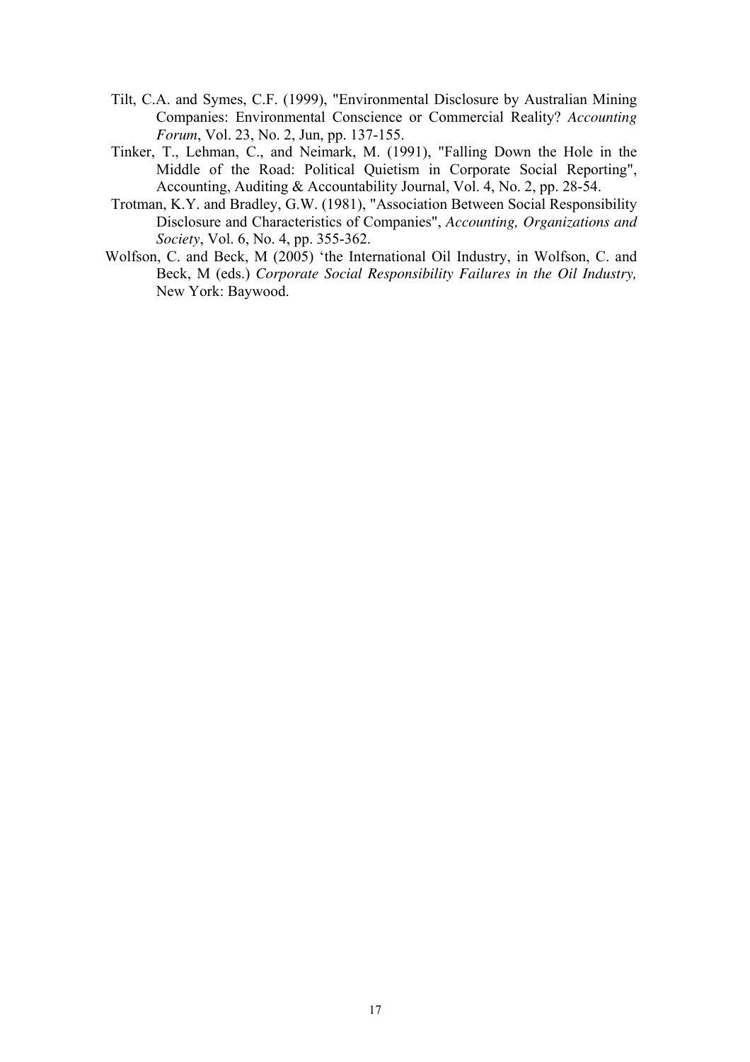Tilt, C.A. and Symes, C.F. (1999), "Environmental Disclosure by Australian Mining Companies: Environmental Conscience or Commercial Reality? *Accounting Forum*, Vol. 23, No. 2, Jun, pp. 137-155.

Tinker, T., Lehman, C., and Neimark, M. (1991), "Falling Down the Hole in the Middle of the Road: Political Quietism in Corporate Social Reporting", Accounting, Auditing & Accountability Journal, Vol. 4, No. 2, pp. 28-54.

Trotman, K.Y. and Bradley, G.W. (1981), "Association Between Social Responsibility Disclosure and Characteristics of Companies", *Accounting, Organizations and Society*, Vol. 6, No. 4, pp. 355-362.

Wolfson, C. and Beck, M (2005) 'the International Oil Industry, in Wolfson, C. and Beck, M (eds.) *Corporate Social Responsibility Failures in the Oil Industry,* New York: Baywood.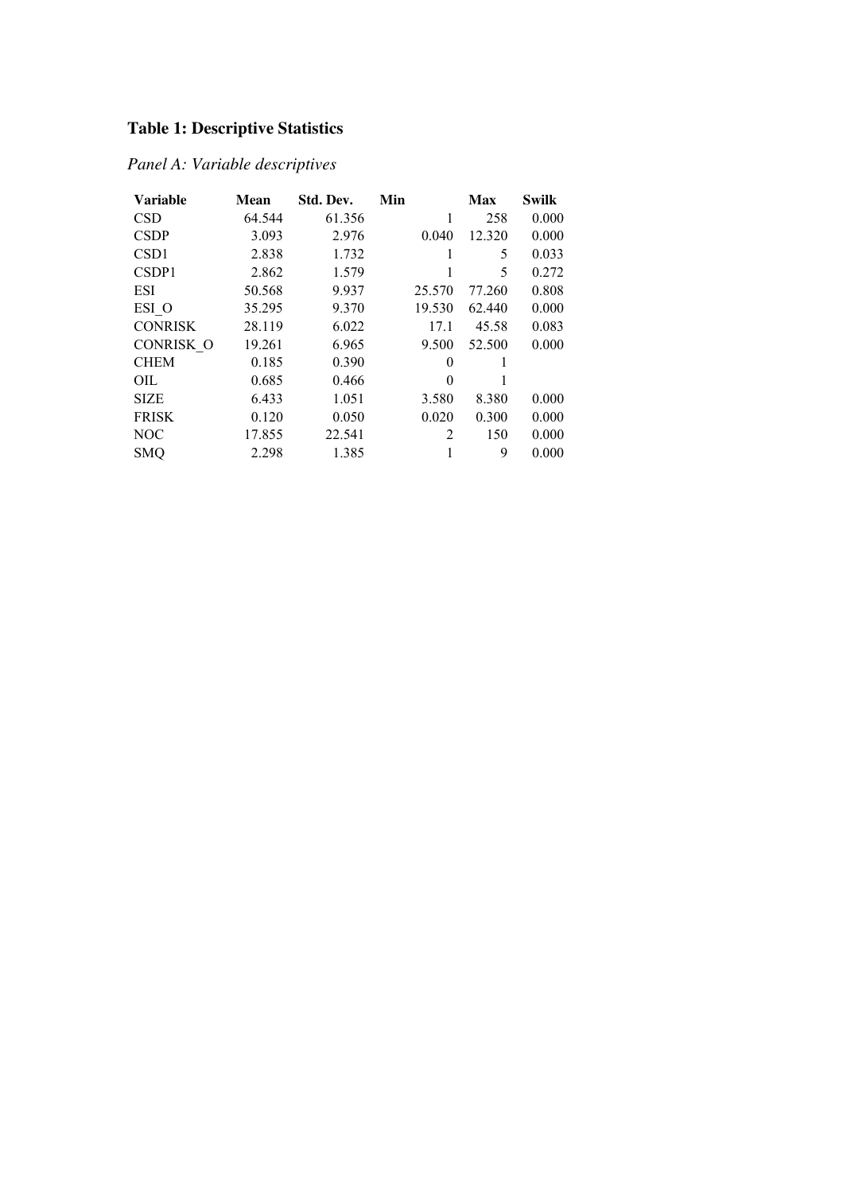**Table 1: Descriptive Statistics**

*Panel A: Variable descriptives*

| Variable | Mean | Std. Dev. | Min | Max | Swilk |
|---|---|---|---|---|---|
| CSD | 64.544 | 61.356 | 1 | 258 | 0.000 |
| CSDP | 3.093 | 2.976 | 0.040 | 12.320 | 0.000 |
| CSD1 | 2.838 | 1.732 | 1 | 5 | 0.033 |
| CSDP1 | 2.862 | 1.579 | 1 | 5 | 0.272 |
| ESI | 50.568 | 9.937 | 25.570 | 77.260 | 0.808 |
| ESI_O | 35.295 | 9.370 | 19.530 | 62.440 | 0.000 |
| CONRISK | 28.119 | 6.022 | 17.1 | 45.58 | 0.083 |
| CONRISK_O | 19.261 | 6.965 | 9.500 | 52.500 | 0.000 |
| CHEM | 0.185 | 0.390 | 0 | 1 | |
| OIL | 0.685 | 0.466 | 0 | 1 | |
| SIZE | 6.433 | 1.051 | 3.580 | 8.380 | 0.000 |
| FRISK | 0.120 | 0.050 | 0.020 | 0.300 | 0.000 |
| NOC | 17.855 | 22.541 | 2 | 150 | 0.000 |
| SMQ | 2.298 | 1.385 | 1 | 9 | 0.000 |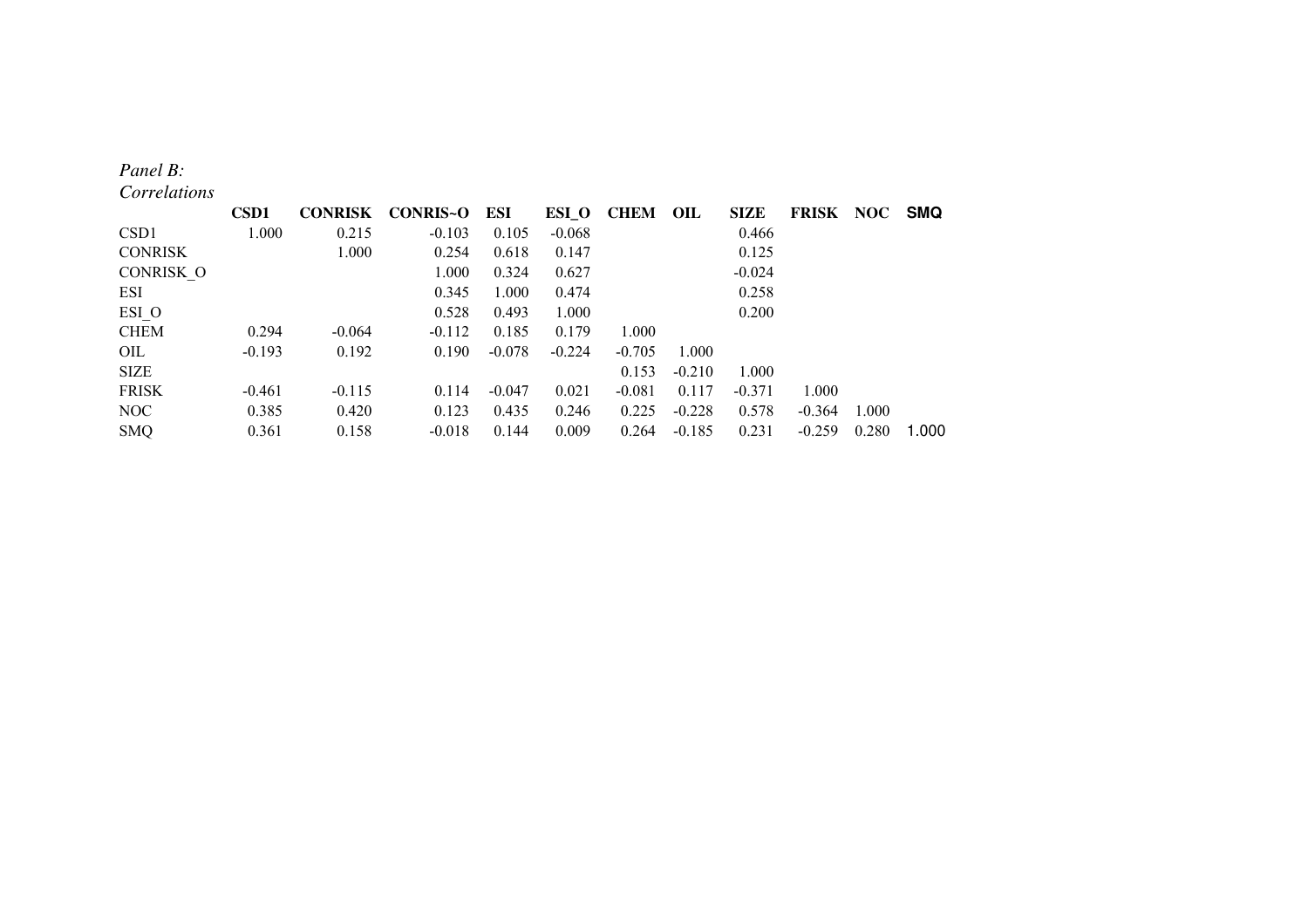*Panel B:*
*Correlations*

| | CSD1 | CONRISK | CONRIS~O | ESI | ESI_O | CHEM | OIL | SIZE | FRISK | NOC | SMQ |
|---|---|---|---|---|---|---|---|---|---|---|---|
| CSD1 | 1.000 | 0.215 | -0.103 | 0.105 | -0.068 | | | 0.466 | | | |
| CONRISK | | 1.000 | 0.254 | 0.618 | 0.147 | | | 0.125 | | | |
| CONRISK_O | | | 1.000 | 0.324 | 0.627 | | | -0.024 | | | |
| ESI | | | 0.345 | 1.000 | 0.474 | | | 0.258 | | | |
| ESI_O | | | 0.528 | 0.493 | 1.000 | | | 0.200 | | | |
| CHEM | 0.294 | -0.064 | -0.112 | 0.185 | 0.179 | 1.000 | | | | | |
| OIL | -0.193 | 0.192 | 0.190 | -0.078 | -0.224 | -0.705 | 1.000 | | | | |
| SIZE | | | | | | 0.153 | -0.210 | 1.000 | | | |
| FRISK | -0.461 | -0.115 | 0.114 | -0.047 | 0.021 | -0.081 | 0.117 | -0.371 | 1.000 | | |
| NOC | 0.385 | 0.420 | 0.123 | 0.435 | 0.246 | 0.225 | -0.228 | 0.578 | -0.364 | 1.000 | |
| SMQ | 0.361 | 0.158 | -0.018 | 0.144 | 0.009 | 0.264 | -0.185 | 0.231 | -0.259 | 0.280 | 1.000 |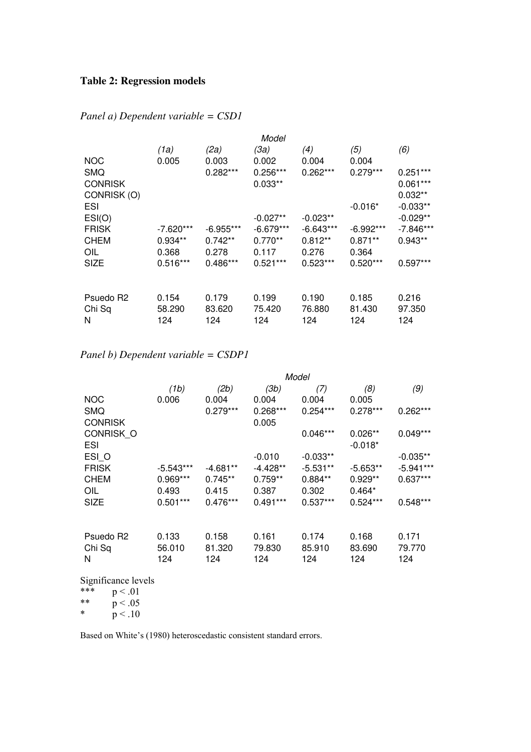**Table 2: Regression models**

*Panel a) Dependent variable = CSD1*

| | Model | | | | | |
|---|---|---|---|---|---|---|
| | *(1a)* | *(2a)* | *(3a)* | *(4)* | *(5)* | *(6)* |
| NOC | 0.005 | 0.003 | 0.002 | 0.004 | 0.004 | |
| SMQ | | 0.282*** | 0.256*** | 0.262*** | 0.279*** | 0.251*** |
| CONRISK | | | 0.033** | | | 0.061*** |
| CONRISK (O) | | | | | | 0.032** |
| ESI | | | | | -0.016* | -0.033** |
| ESI(O) | | | -0.027** | -0.023** | | -0.029** |
| FRISK | -7.620*** | -6.955*** | -6.679*** | -6.643*** | -6.992*** | -7.846*** |
| CHEM | 0.934** | 0.742** | 0.770** | 0.812** | 0.871** | 0.943** |
| OIL | 0.368 | 0.278 | 0.117 | 0.276 | 0.364 | |
| SIZE | 0.516*** | 0.486*** | 0.521*** | 0.523*** | 0.520*** | 0.597*** |
| | | | | | | |
| Psuedo R2 | 0.154 | 0.179 | 0.199 | 0.190 | 0.185 | 0.216 |
| Chi Sq | 58.290 | 83.620 | 75.420 | 76.880 | 81.430 | 97.350 |
| N | 124 | 124 | 124 | 124 | 124 | 124 |

*Panel b) Dependent variable = CSDP1*

| | Model | | | | | |
|---|---|---|---|---|---|---|
| | *(1b)* | *(2b)* | *(3b)* | *(7)* | *(8)* | *(9)* |
| NOC | 0.006 | 0.004 | 0.004 | 0.004 | 0.005 | |
| SMQ | | 0.279*** | 0.268*** | 0.254*** | 0.278*** | 0.262*** |
| CONRISK | | | 0.005 | | | |
| CONRISK_O | | | | 0.046*** | 0.026** | 0.049*** |
| ESI | | | | | -0.018* | |
| ESI_O | | | -0.010 | -0.033** | | -0.035** |
| FRISK | -5.543*** | -4.681** | -4.428** | -5.531** | -5.653** | -5.941*** |
| CHEM | 0.969*** | 0.745** | 0.759** | 0.884** | 0.929** | 0.637*** |
| OIL | 0.493 | 0.415 | 0.387 | 0.302 | 0.464* | |
| SIZE | 0.501*** | 0.476*** | 0.491*** | 0.537*** | 0.524*** | 0.548*** |
| | | | | | | |
| Psuedo R2 | 0.133 | 0.158 | 0.161 | 0.174 | 0.168 | 0.171 |
| Chi Sq | 56.010 | 81.320 | 79.830 | 85.910 | 83.690 | 79.770 |
| N | 124 | 124 | 124 | 124 | 124 | 124 |

Significance levels

*** $p < .01$

** $p < .05$

* $p < .10$

Based on White's (1980) heteroscedastic consistent standard errors.